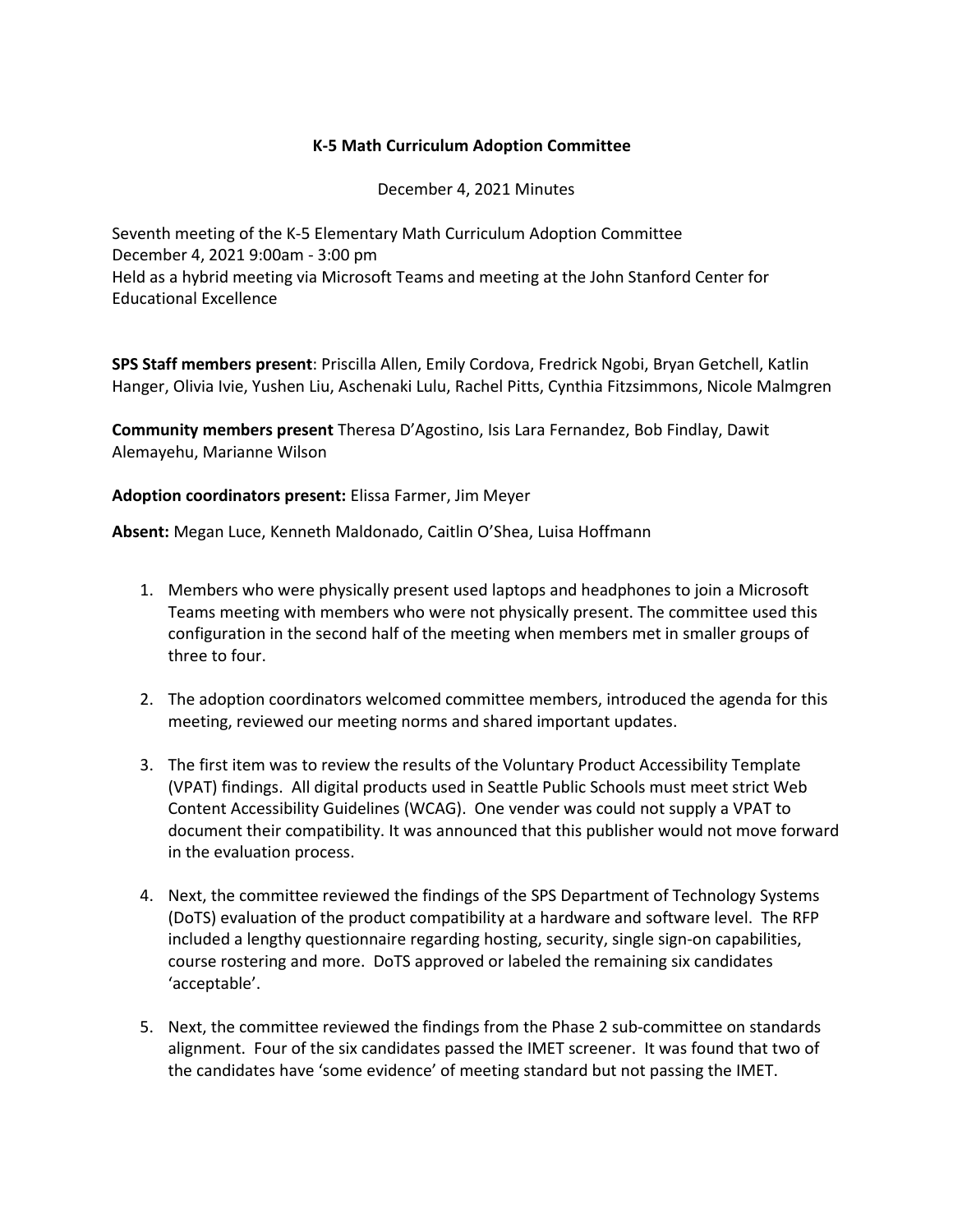# K-5 Math Curriculum Adoption Committee

December 4, 2021 Minutes

Seventh meeting of the K-5 Elementary Math Curriculum Adoption Committee
December 4, 2021 9:00am - 3:00 pm
Held as a hybrid meeting via Microsoft Teams and meeting at the John Stanford Center for Educational Excellence

**SPS Staff members present**: Priscilla Allen, Emily Cordova, Fredrick Ngobi, Bryan Getchell, Katlin Hanger, Olivia Ivie, Yushen Liu, Aschenaki Lulu, Rachel Pitts, Cynthia Fitzsimmons, Nicole Malmgren

**Community members present** Theresa D'Agostino, Isis Lara Fernandez, Bob Findlay, Dawit Alemayehu, Marianne Wilson

**Adoption coordinators present:** Elissa Farmer, Jim Meyer

**Absent:** Megan Luce, Kenneth Maldonado, Caitlin O'Shea, Luisa Hoffmann

1. Members who were physically present used laptops and headphones to join a Microsoft Teams meeting with members who were not physically present. The committee used this configuration in the second half of the meeting when members met in smaller groups of three to four.

2. The adoption coordinators welcomed committee members, introduced the agenda for this meeting, reviewed our meeting norms and shared important updates.

3. The first item was to review the results of the Voluntary Product Accessibility Template (VPAT) findings. All digital products used in Seattle Public Schools must meet strict Web Content Accessibility Guidelines (WCAG). One vender was could not supply a VPAT to document their compatibility. It was announced that this publisher would not move forward in the evaluation process.

4. Next, the committee reviewed the findings of the SPS Department of Technology Systems (DoTS) evaluation of the product compatibility at a hardware and software level. The RFP included a lengthy questionnaire regarding hosting, security, single sign-on capabilities, course rostering and more. DoTS approved or labeled the remaining six candidates 'acceptable'.

5. Next, the committee reviewed the findings from the Phase 2 sub-committee on standards alignment. Four of the six candidates passed the IMET screener. It was found that two of the candidates have 'some evidence' of meeting standard but not passing the IMET.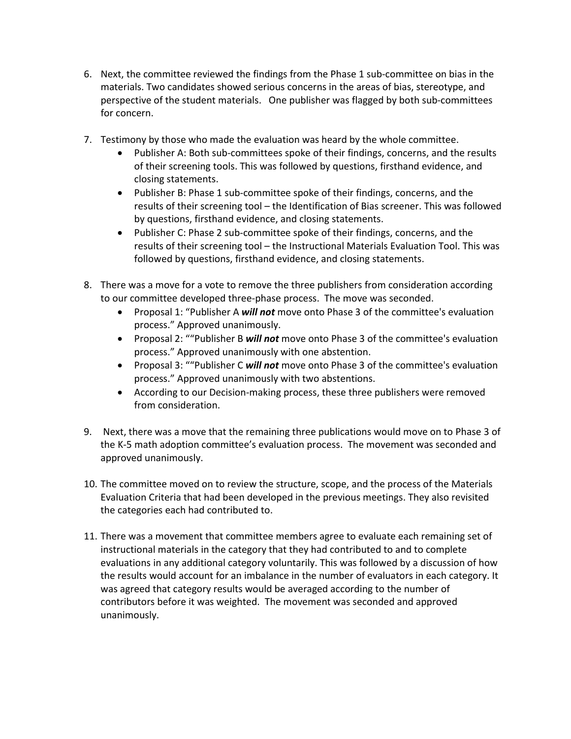6. Next, the committee reviewed the findings from the Phase 1 sub-committee on bias in the materials. Two candidates showed serious concerns in the areas of bias, stereotype, and perspective of the student materials. One publisher was flagged by both sub-committees for concern.

7. Testimony by those who made the evaluation was heard by the whole committee.
   - Publisher A: Both sub-committees spoke of their findings, concerns, and the results of their screening tools. This was followed by questions, firsthand evidence, and closing statements.
   - Publisher B: Phase 1 sub-committee spoke of their findings, concerns, and the results of their screening tool – the Identification of Bias screener. This was followed by questions, firsthand evidence, and closing statements.
   - Publisher C: Phase 2 sub-committee spoke of their findings, concerns, and the results of their screening tool – the Instructional Materials Evaluation Tool. This was followed by questions, firsthand evidence, and closing statements.

8. There was a move for a vote to remove the three publishers from consideration according to our committee developed three-phase process. The move was seconded.
   - Proposal 1: "Publisher A ***will not*** move onto Phase 3 of the committee's evaluation process." Approved unanimously.
   - Proposal 2: ""Publisher B ***will not*** move onto Phase 3 of the committee's evaluation process." Approved unanimously with one abstention.
   - Proposal 3: ""Publisher C ***will not*** move onto Phase 3 of the committee's evaluation process." Approved unanimously with two abstentions.
   - According to our Decision-making process, these three publishers were removed from consideration.

9. Next, there was a move that the remaining three publications would move on to Phase 3 of the K-5 math adoption committee's evaluation process. The movement was seconded and approved unanimously.

10. The committee moved on to review the structure, scope, and the process of the Materials Evaluation Criteria that had been developed in the previous meetings. They also revisited the categories each had contributed to.

11. There was a movement that committee members agree to evaluate each remaining set of instructional materials in the category that they had contributed to and to complete evaluations in any additional category voluntarily. This was followed by a discussion of how the results would account for an imbalance in the number of evaluators in each category. It was agreed that category results would be averaged according to the number of contributors before it was weighted. The movement was seconded and approved unanimously.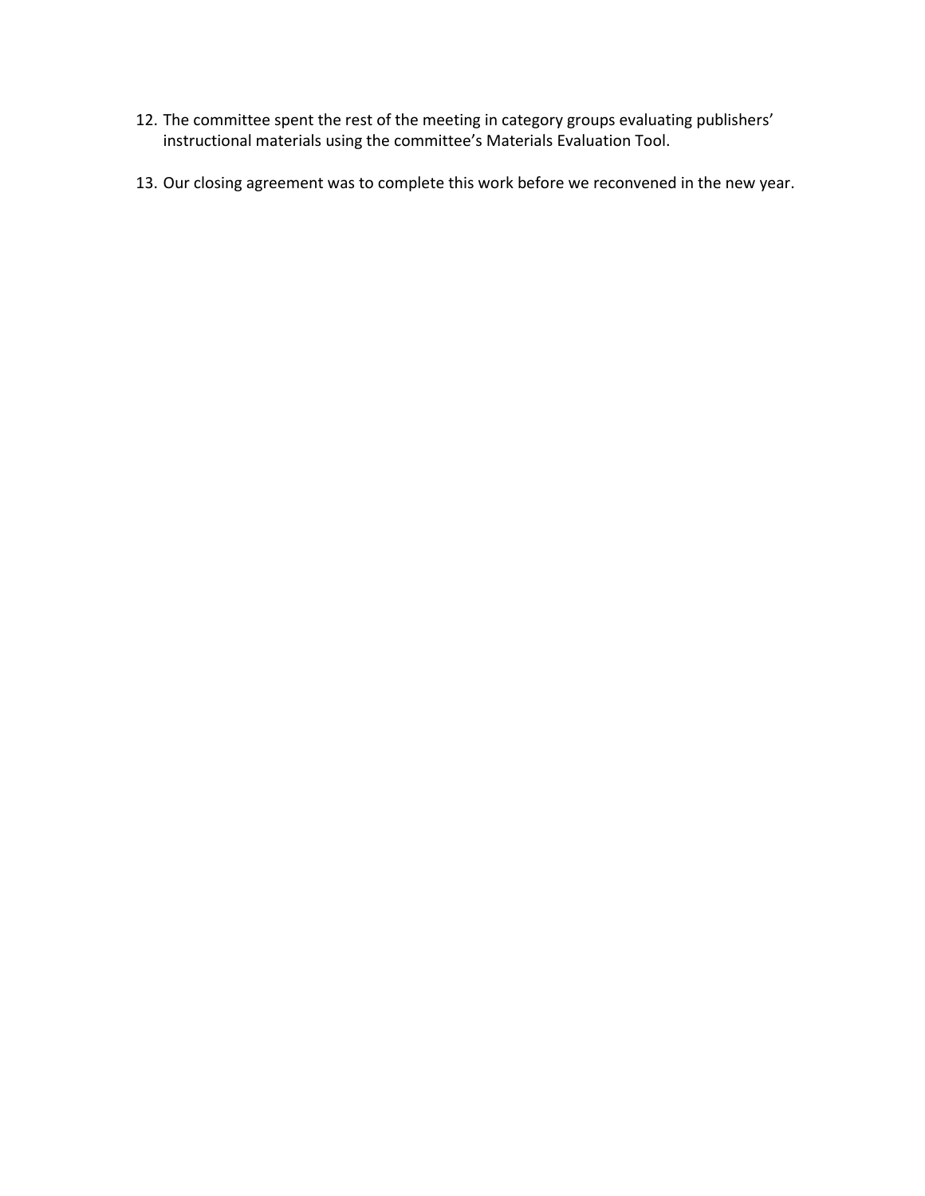12. The committee spent the rest of the meeting in category groups evaluating publishers' instructional materials using the committee's Materials Evaluation Tool.

13. Our closing agreement was to complete this work before we reconvened in the new year.